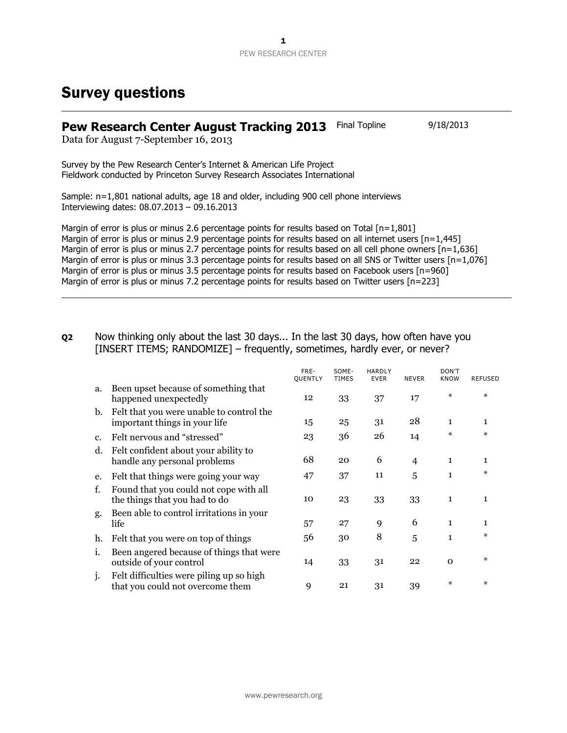# Survey questions

## Pew Research Center August Tracking 2013

Final Topline 9/18/2013

Data for August 7-September 16, 2013

Survey by the Pew Research Center's Internet & American Life Project
Fieldwork conducted by Princeton Survey Research Associates International

Sample: n=1,801 national adults, age 18 and older, including 900 cell phone interviews
Interviewing dates: 08.07.2013 – 09.16.2013

Margin of error is plus or minus 2.6 percentage points for results based on Total [n=1,801]
Margin of error is plus or minus 2.9 percentage points for results based on all internet users [n=1,445]
Margin of error is plus or minus 2.7 percentage points for results based on all cell phone owners [n=1,636]
Margin of error is plus or minus 3.3 percentage points for results based on all SNS or Twitter users [n=1,076]
Margin of error is plus or minus 3.5 percentage points for results based on Facebook users [n=960]
Margin of error is plus or minus 7.2 percentage points for results based on Twitter users [n=223]

**Q2** Now thinking only about the last 30 days... In the last 30 days, how often have you [INSERT ITEMS; RANDOMIZE] – frequently, sometimes, hardly ever, or never?

| | | FRE-QUENTLY | SOME-TIMES | HARDLY EVER | NEVER | DON'T KNOW | REFUSED |
|---|---|---|---|---|---|---|---|
| a. | Been upset because of something that happened unexpectedly | 12 | 33 | 37 | 17 | * | * |
| b. | Felt that you were unable to control the important things in your life | 15 | 25 | 31 | 28 | 1 | 1 |
| c. | Felt nervous and "stressed" | 23 | 36 | 26 | 14 | * | * |
| d. | Felt confident about your ability to handle any personal problems | 68 | 20 | 6 | 4 | 1 | 1 |
| e. | Felt that things were going your way | 47 | 37 | 11 | 5 | 1 | * |
| f. | Found that you could not cope with all the things that you had to do | 10 | 23 | 33 | 33 | 1 | 1 |
| g. | Been able to control irritations in your life | 57 | 27 | 9 | 6 | 1 | 1 |
| h. | Felt that you were on top of things | 56 | 30 | 8 | 5 | 1 | * |
| i. | Been angered because of things that were outside of your control | 14 | 33 | 31 | 22 | 0 | * |
| j. | Felt difficulties were piling up so high that you could not overcome them | 9 | 21 | 31 | 39 | * | * |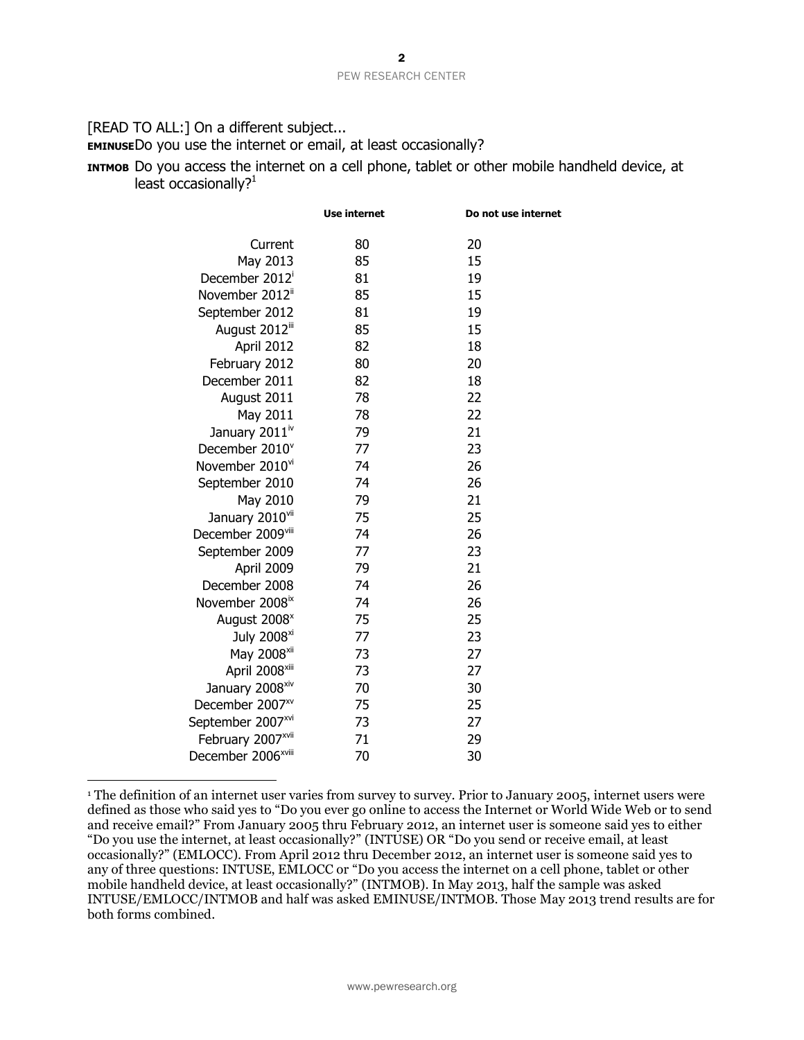[READ TO ALL:] On a different subject...

**EMINUSE** Do you use the internet or email, at least occasionally?

**INTMOB** Do you access the internet on a cell phone, tablet or other mobile handheld device, at least occasionally?[1]

| | Use internet | Do not use internet |
|---|---|---|
| Current | 80 | 20 |
| May 2013 | 85 | 15 |
| December 2012[i] | 81 | 19 |
| November 2012[ii] | 85 | 15 |
| September 2012 | 81 | 19 |
| August 2012[iii] | 85 | 15 |
| April 2012 | 82 | 18 |
| February 2012 | 80 | 20 |
| December 2011 | 82 | 18 |
| August 2011 | 78 | 22 |
| May 2011 | 78 | 22 |
| January 2011[iv] | 79 | 21 |
| December 2010[v] | 77 | 23 |
| November 2010[vi] | 74 | 26 |
| September 2010 | 74 | 26 |
| May 2010 | 79 | 21 |
| January 2010[vii] | 75 | 25 |
| December 2009[viii] | 74 | 26 |
| September 2009 | 77 | 23 |
| April 2009 | 79 | 21 |
| December 2008 | 74 | 26 |
| November 2008[ix] | 74 | 26 |
| August 2008[x] | 75 | 25 |
| July 2008[xi] | 77 | 23 |
| May 2008[xii] | 73 | 27 |
| April 2008[xiii] | 73 | 27 |
| January 2008[xiv] | 70 | 30 |
| December 2007[xv] | 75 | 25 |
| September 2007[xvi] | 73 | 27 |
| February 2007[xvii] | 71 | 29 |
| December 2006[xviii] | 70 | 30 |

[1] The definition of an internet user varies from survey to survey. Prior to January 2005, internet users were defined as those who said yes to "Do you ever go online to access the Internet or World Wide Web or to send and receive email?" From January 2005 thru February 2012, an internet user is someone said yes to either "Do you use the internet, at least occasionally?" (INTUSE) OR "Do you send or receive email, at least occasionally?" (EMLOCC). From April 2012 thru December 2012, an internet user is someone said yes to any of three questions: INTUSE, EMLOCC or "Do you access the internet on a cell phone, tablet or other mobile handheld device, at least occasionally?" (INTMOB). In May 2013, half the sample was asked INTUSE/EMLOCC/INTMOB and half was asked EMINUSE/INTMOB. Those May 2013 trend results are for both forms combined.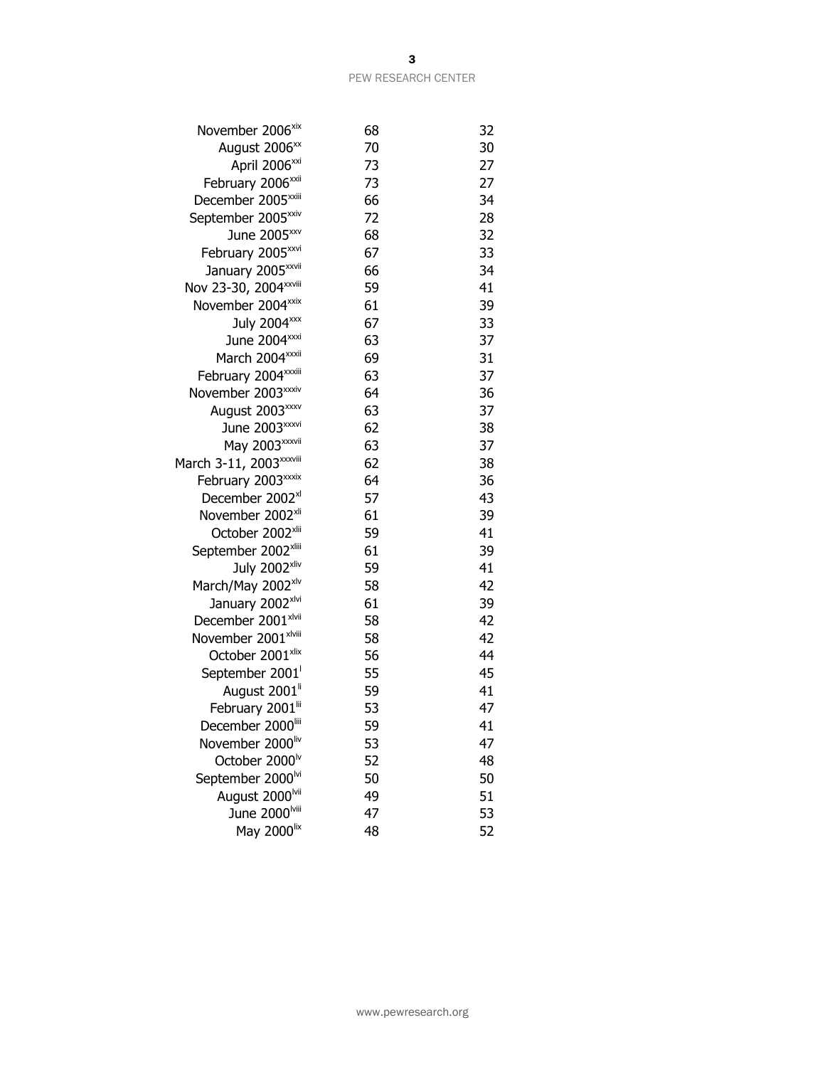| | | |
|---|---|---|
| November 2006[xix] | 68 | 32 |
| August 2006[xx] | 70 | 30 |
| April 2006[xxi] | 73 | 27 |
| February 2006[xxii] | 73 | 27 |
| December 2005[xxiii] | 66 | 34 |
| September 2005[xxiv] | 72 | 28 |
| June 2005[xxv] | 68 | 32 |
| February 2005[xxvi] | 67 | 33 |
| January 2005[xxvii] | 66 | 34 |
| Nov 23-30, 2004[xxviii] | 59 | 41 |
| November 2004[xxix] | 61 | 39 |
| July 2004[xxx] | 67 | 33 |
| June 2004[xxxi] | 63 | 37 |
| March 2004[xxxii] | 69 | 31 |
| February 2004[xxxiii] | 63 | 37 |
| November 2003[xxxiv] | 64 | 36 |
| August 2003[xxxv] | 63 | 37 |
| June 2003[xxxvi] | 62 | 38 |
| May 2003[xxxvii] | 63 | 37 |
| March 3-11, 2003[xxxviii] | 62 | 38 |
| February 2003[xxxix] | 64 | 36 |
| December 2002[xl] | 57 | 43 |
| November 2002[xli] | 61 | 39 |
| October 2002[xlii] | 59 | 41 |
| September 2002[xliii] | 61 | 39 |
| July 2002[xliv] | 59 | 41 |
| March/May 2002[xlv] | 58 | 42 |
| January 2002[xlvi] | 61 | 39 |
| December 2001[xlvii] | 58 | 42 |
| November 2001[xlviii] | 58 | 42 |
| October 2001[xlix] | 56 | 44 |
| September 2001[l] | 55 | 45 |
| August 2001[li] | 59 | 41 |
| February 2001[lii] | 53 | 47 |
| December 2000[liii] | 59 | 41 |
| November 2000[liv] | 53 | 47 |
| October 2000[lv] | 52 | 48 |
| September 2000[lvi] | 50 | 50 |
| August 2000[lvii] | 49 | 51 |
| June 2000[lviii] | 47 | 53 |
| May 2000[lix] | 48 | 52 |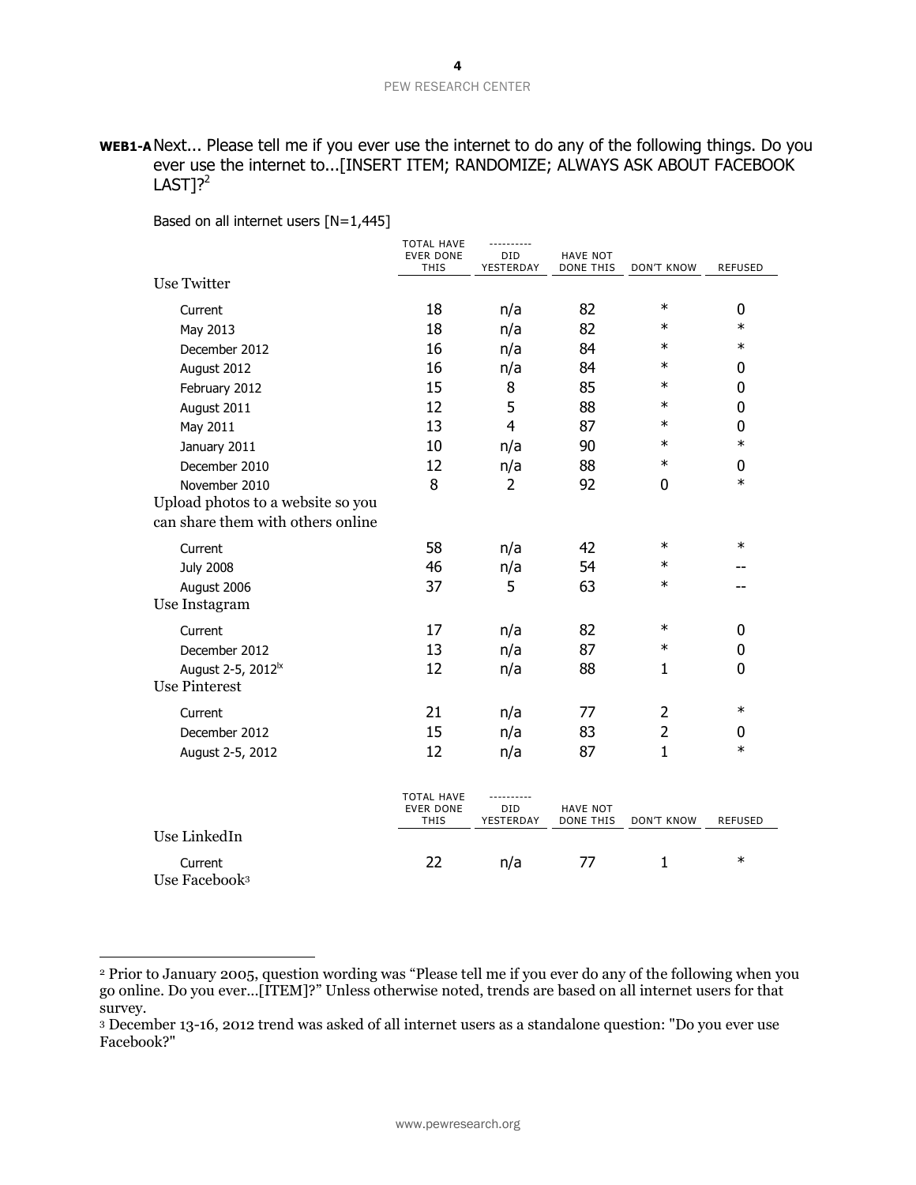**WEB1-A** Next... Please tell me if you ever use the internet to do any of the following things. Do you ever use the internet to...[INSERT ITEM; RANDOMIZE; ALWAYS ASK ABOUT FACEBOOK LAST]?[2]

Based on all internet users [N=1,445]

| | TOTAL HAVE EVER DONE THIS | ---------- DID YESTERDAY | HAVE NOT DONE THIS | DON'T KNOW | REFUSED |
|---|---|---|---|---|---|
| **Use Twitter** | | | | | |
| Current | 18 | n/a | 82 | * | 0 |
| May 2013 | 18 | n/a | 82 | * | * |
| December 2012 | 16 | n/a | 84 | * | * |
| August 2012 | 16 | n/a | 84 | * | 0 |
| February 2012 | 15 | 8 | 85 | * | 0 |
| August 2011 | 12 | 5 | 88 | * | 0 |
| May 2011 | 13 | 4 | 87 | * | 0 |
| January 2011 | 10 | n/a | 90 | * | * |
| December 2010 | 12 | n/a | 88 | * | 0 |
| November 2010 | 8 | 2 | 92 | 0 | * |
| **Upload photos to a website so you can share them with others online** | | | | | |
| Current | 58 | n/a | 42 | * | * |
| July 2008 | 46 | n/a | 54 | * | -- |
| August 2006 | 37 | 5 | 63 | * | -- |
| **Use Instagram** | | | | | |
| Current | 17 | n/a | 82 | * | 0 |
| December 2012 | 13 | n/a | 87 | * | 0 |
| August 2-5, 2012[ix] | 12 | n/a | 88 | 1 | 0 |
| **Use Pinterest** | | | | | |
| Current | 21 | n/a | 77 | 2 | * |
| December 2012 | 15 | n/a | 83 | 2 | 0 |
| August 2-5, 2012 | 12 | n/a | 87 | 1 | * |

| | TOTAL HAVE EVER DONE THIS | ---------- DID YESTERDAY | HAVE NOT DONE THIS | DON'T KNOW | REFUSED |
|---|---|---|---|---|---|
| **Use LinkedIn** | | | | | |
| Current | 22 | n/a | 77 | 1 | * |
| **Use Facebook**[3] | | | | | |

[2] Prior to January 2005, question wording was "Please tell me if you ever do any of the following when you go online. Do you ever...[ITEM]?" Unless otherwise noted, trends are based on all internet users for that survey.

[3] December 13-16, 2012 trend was asked of all internet users as a standalone question: "Do you ever use Facebook?"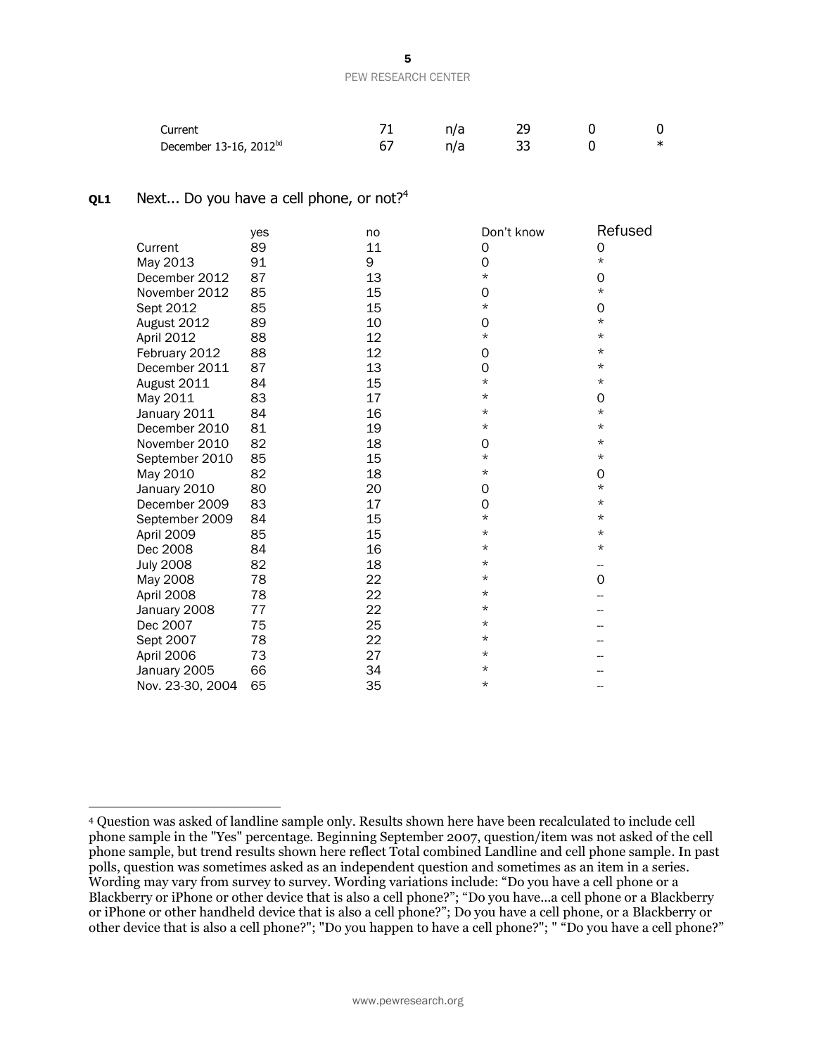| | | | | | |
|---|---|---|---|---|---|
| Current | 71 | n/a | 29 | 0 | 0 |
| December 13-16, 2012[lxi] | 67 | n/a | 33 | 0 | * |

**QL1** Next... Do you have a cell phone, or not?[4]

| | yes | no | Don't know | Refused |
|---|---|---|---|---|
| Current | 89 | 11 | 0 | 0 |
| May 2013 | 91 | 9 | 0 | * |
| December 2012 | 87 | 13 | * | 0 |
| November 2012 | 85 | 15 | 0 | * |
| Sept 2012 | 85 | 15 | * | 0 |
| August 2012 | 89 | 10 | 0 | * |
| April 2012 | 88 | 12 | * | * |
| February 2012 | 88 | 12 | 0 | * |
| December 2011 | 87 | 13 | 0 | * |
| August 2011 | 84 | 15 | * | * |
| May 2011 | 83 | 17 | * | 0 |
| January 2011 | 84 | 16 | * | * |
| December 2010 | 81 | 19 | * | * |
| November 2010 | 82 | 18 | 0 | * |
| September 2010 | 85 | 15 | * | * |
| May 2010 | 82 | 18 | * | 0 |
| January 2010 | 80 | 20 | 0 | * |
| December 2009 | 83 | 17 | 0 | * |
| September 2009 | 84 | 15 | * | * |
| April 2009 | 85 | 15 | * | * |
| Dec 2008 | 84 | 16 | * | * |
| July 2008 | 82 | 18 | * | -- |
| May 2008 | 78 | 22 | * | 0 |
| April 2008 | 78 | 22 | * | -- |
| January 2008 | 77 | 22 | * | -- |
| Dec 2007 | 75 | 25 | * | -- |
| Sept 2007 | 78 | 22 | * | -- |
| April 2006 | 73 | 27 | * | -- |
| January 2005 | 66 | 34 | * | -- |
| Nov. 23-30, 2004 | 65 | 35 | * | -- |

[4] Question was asked of landline sample only. Results shown here have been recalculated to include cell phone sample in the "Yes" percentage. Beginning September 2007, question/item was not asked of the cell phone sample, but trend results shown here reflect Total combined Landline and cell phone sample. In past polls, question was sometimes asked as an independent question and sometimes as an item in a series. Wording may vary from survey to survey. Wording variations include: "Do you have a cell phone or a Blackberry or iPhone or other device that is also a cell phone?"; "Do you have...a cell phone or a Blackberry or iPhone or other handheld device that is also a cell phone?"; Do you have a cell phone, or a Blackberry or other device that is also a cell phone?"; "Do you happen to have a cell phone?"; " "Do you have a cell phone?"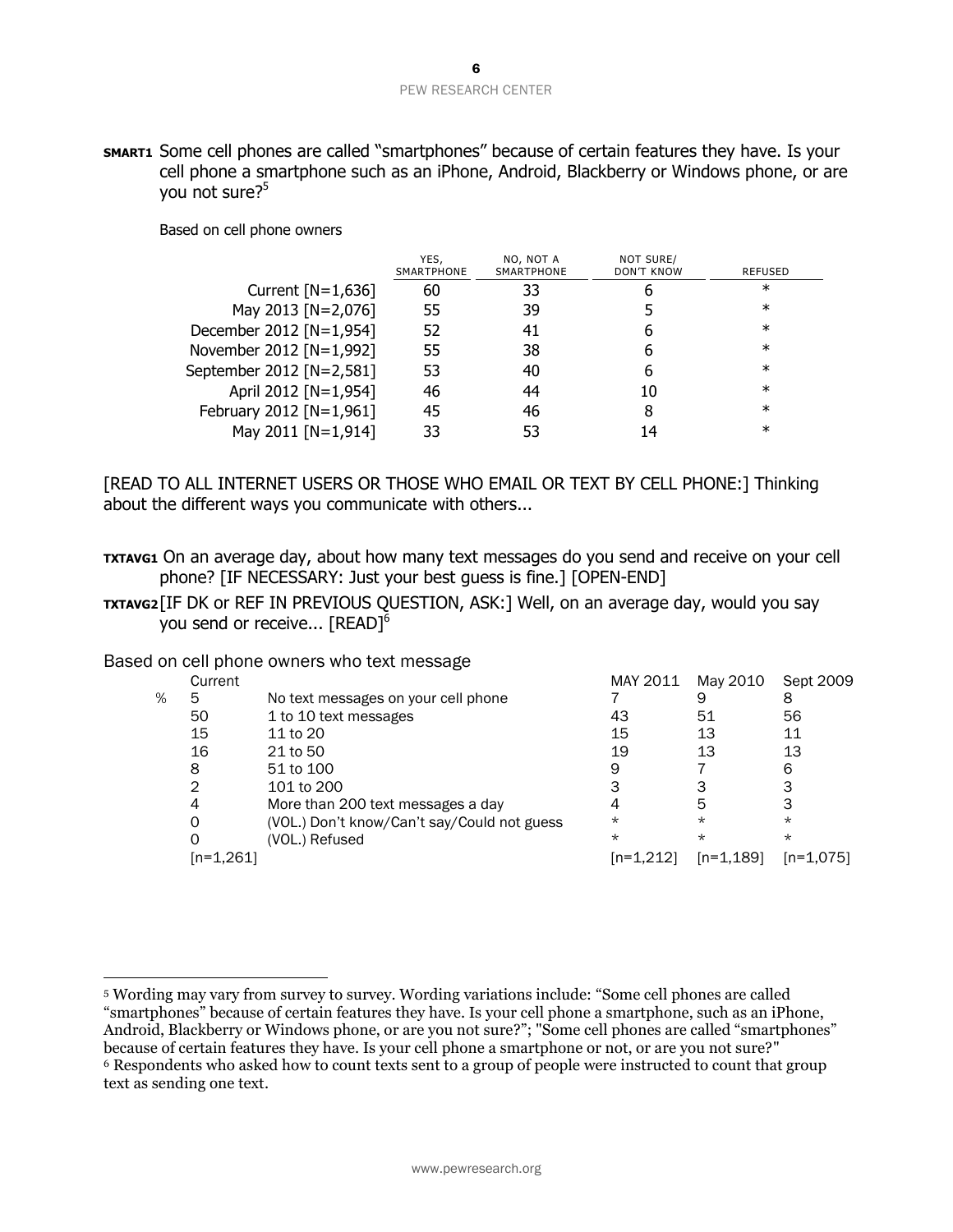**SMART1** Some cell phones are called "smartphones" because of certain features they have. Is your cell phone a smartphone such as an iPhone, Android, Blackberry or Windows phone, or are you not sure?[5]

Based on cell phone owners

| | YES, SMARTPHONE | NO, NOT A SMARTPHONE | NOT SURE/ DON'T KNOW | REFUSED |
|---|---|---|---|---|
| Current [N=1,636] | 60 | 33 | 6 | * |
| May 2013 [N=2,076] | 55 | 39 | 5 | * |
| December 2012 [N=1,954] | 52 | 41 | 6 | * |
| November 2012 [N=1,992] | 55 | 38 | 6 | * |
| September 2012 [N=2,581] | 53 | 40 | 6 | * |
| April 2012 [N=1,954] | 46 | 44 | 10 | * |
| February 2012 [N=1,961] | 45 | 46 | 8 | * |
| May 2011 [N=1,914] | 33 | 53 | 14 | * |

[READ TO ALL INTERNET USERS OR THOSE WHO EMAIL OR TEXT BY CELL PHONE:] Thinking about the different ways you communicate with others...

**TXTAVG1** On an average day, about how many text messages do you send and receive on your cell phone? [IF NECESSARY: Just your best guess is fine.] [OPEN-END]

**TXTAVG2** [IF DK or REF IN PREVIOUS QUESTION, ASK:] Well, on an average day, would you say you send or receive... [READ][6]

Based on cell phone owners who text message

| | Current | | MAY 2011 | May 2010 | Sept 2009 |
|---|---|---|---|---|---|
| % | 5 | No text messages on your cell phone | 7 | 9 | 8 |
| | 50 | 1 to 10 text messages | 43 | 51 | 56 |
| | 15 | 11 to 20 | 15 | 13 | 11 |
| | 16 | 21 to 50 | 19 | 13 | 13 |
| | 8 | 51 to 100 | 9 | 7 | 6 |
| | 2 | 101 to 200 | 3 | 3 | 3 |
| | 4 | More than 200 text messages a day | 4 | 5 | 3 |
| | 0 | (VOL.) Don't know/Can't say/Could not guess | * | * | * |
| | 0 | (VOL.) Refused | * | * | * |
| | [n=1,261] | | [n=1,212] | [n=1,189] | [n=1,075] |

---

[5] Wording may vary from survey to survey. Wording variations include: "Some cell phones are called "smartphones" because of certain features they have. Is your cell phone a smartphone, such as an iPhone, Android, Blackberry or Windows phone, or are you not sure?"; "Some cell phones are called "smartphones" because of certain features they have. Is your cell phone a smartphone or not, or are you not sure?"

[6] Respondents who asked how to count texts sent to a group of people were instructed to count that group text as sending one text.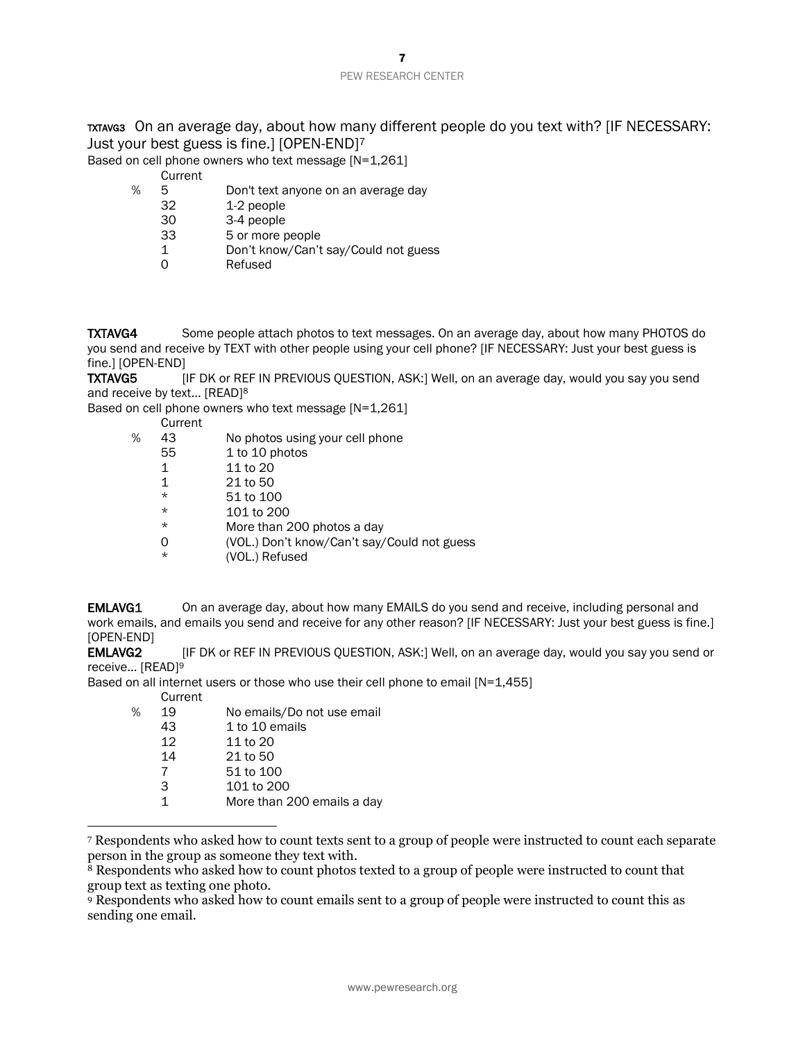**TXTAVG3** On an average day, about how many different people do you text with? [IF NECESSARY: Just your best guess is fine.] [OPEN-END][7]

Based on cell phone owners who text message [N=1,261]

| | Current | |
|---|---|---|
| % | 5 | Don't text anyone on an average day |
| | 32 | 1-2 people |
| | 30 | 3-4 people |
| | 33 | 5 or more people |
| | 1 | Don't know/Can't say/Could not guess |
| | 0 | Refused |

**TXTAVG4** Some people attach photos to text messages. On an average day, about how many PHOTOS do you send and receive by TEXT with other people using your cell phone? [IF NECESSARY: Just your best guess is fine.] [OPEN-END]

**TXTAVG5** [IF DK or REF IN PREVIOUS QUESTION, ASK:] Well, on an average day, would you say you send and receive by text... [READ][8]

Based on cell phone owners who text message [N=1,261]

| | Current | |
|---|---|---|
| % | 43 | No photos using your cell phone |
| | 55 | 1 to 10 photos |
| | 1 | 11 to 20 |
| | 1 | 21 to 50 |
| | * | 51 to 100 |
| | * | 101 to 200 |
| | * | More than 200 photos a day |
| | 0 | (VOL.) Don't know/Can't say/Could not guess |
| | * | (VOL.) Refused |

**EMLAVG1** On an average day, about how many EMAILS do you send and receive, including personal and work emails, and emails you send and receive for any other reason? [IF NECESSARY: Just your best guess is fine.] [OPEN-END]

**EMLAVG2** [IF DK or REF IN PREVIOUS QUESTION, ASK:] Well, on an average day, would you say you send or receive... [READ][9]

Based on all internet users or those who use their cell phone to email [N=1,455]

| | Current | |
|---|---|---|
| % | 19 | No emails/Do not use email |
| | 43 | 1 to 10 emails |
| | 12 | 11 to 20 |
| | 14 | 21 to 50 |
| | 7 | 51 to 100 |
| | 3 | 101 to 200 |
| | 1 | More than 200 emails a day |

[7] Respondents who asked how to count texts sent to a group of people were instructed to count each separate person in the group as someone they text with.

[8] Respondents who asked how to count photos texted to a group of people were instructed to count that group text as texting one photo.

[9] Respondents who asked how to count emails sent to a group of people were instructed to count this as sending one email.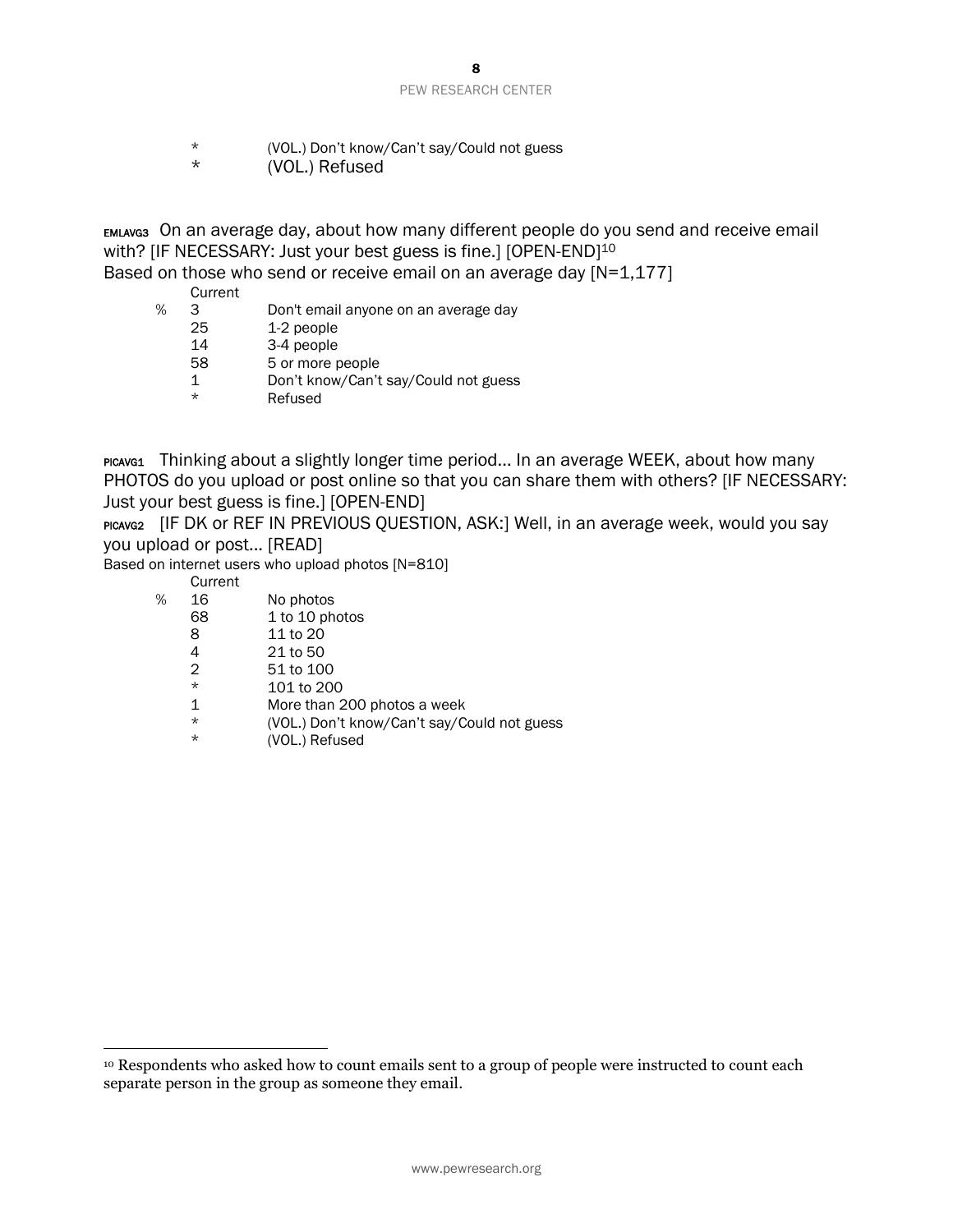| | | |
|---|---|---|
| | * | (VOL.) Don't know/Can't say/Could not guess |
| | * | (VOL.) Refused |

EMLAVG3 On an average day, about how many different people do you send and receive email with? [IF NECESSARY: Just your best guess is fine.] [OPEN-END][10]

Based on those who send or receive email on an average day [N=1,177]

| | Current | |
|---|---|---|
| % | 3 | Don't email anyone on an average day |
| | 25 | 1-2 people |
| | 14 | 3-4 people |
| | 58 | 5 or more people |
| | 1 | Don't know/Can't say/Could not guess |
| | * | Refused |

PICAVG1 Thinking about a slightly longer time period... In an average WEEK, about how many PHOTOS do you upload or post online so that you can share them with others? [IF NECESSARY: Just your best guess is fine.] [OPEN-END]

PICAVG2 [IF DK or REF IN PREVIOUS QUESTION, ASK:] Well, in an average week, would you say you upload or post... [READ]

Based on internet users who upload photos [N=810]

| | Current | |
|---|---|---|
| % | 16 | No photos |
| | 68 | 1 to 10 photos |
| | 8 | 11 to 20 |
| | 4 | 21 to 50 |
| | 2 | 51 to 100 |
| | * | 101 to 200 |
| | 1 | More than 200 photos a week |
| | * | (VOL.) Don't know/Can't say/Could not guess |
| | * | (VOL.) Refused |

[10] Respondents who asked how to count emails sent to a group of people were instructed to count each separate person in the group as someone they email.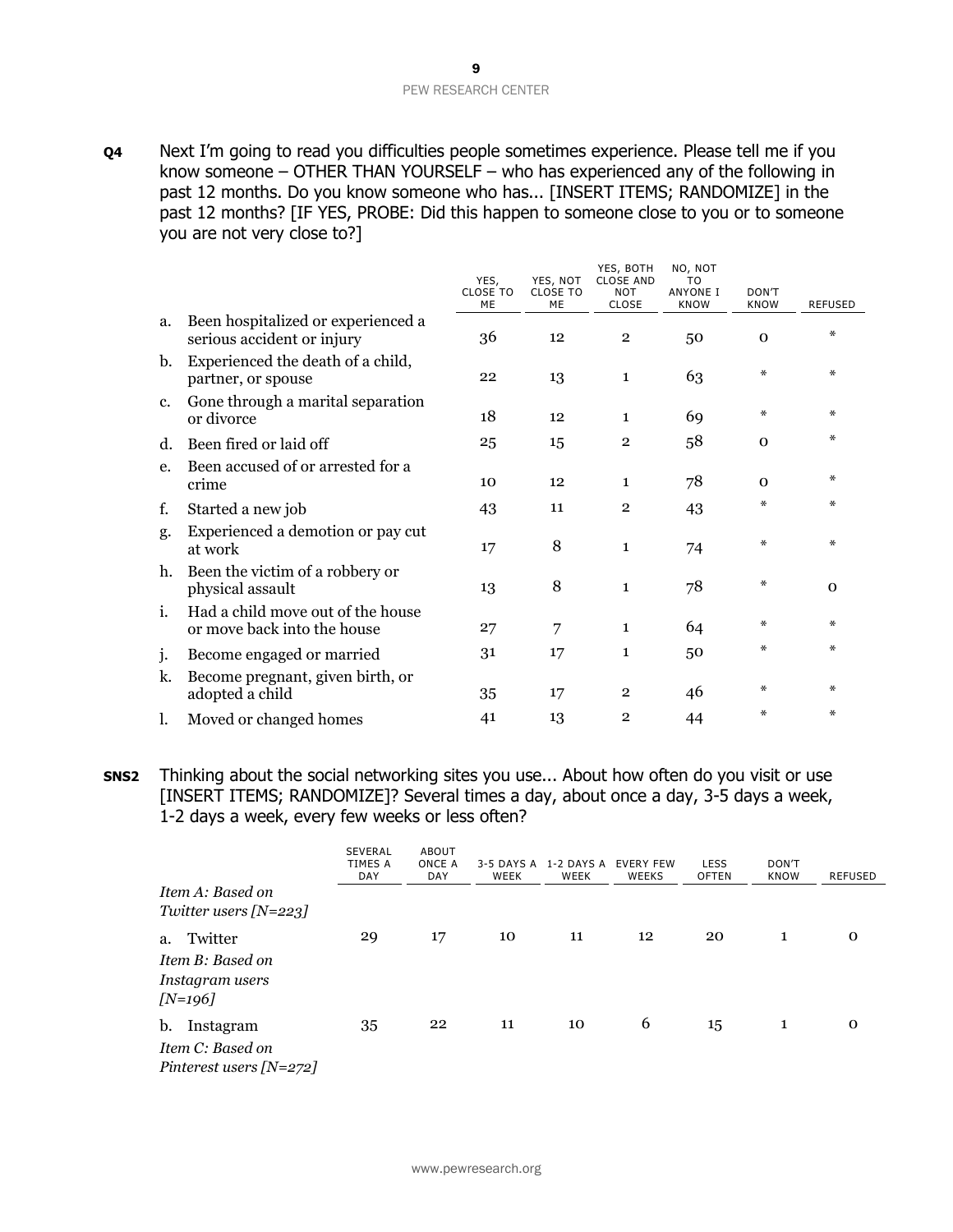**Q4** Next I'm going to read you difficulties people sometimes experience. Please tell me if you know someone – OTHER THAN YOURSELF – who has experienced any of the following in past 12 months. Do you know someone who has... [INSERT ITEMS; RANDOMIZE] in the past 12 months? [IF YES, PROBE: Did this happen to someone close to you or to someone you are not very close to?]

| | YES, CLOSE TO ME | YES, NOT CLOSE TO ME | YES, BOTH CLOSE AND NOT CLOSE | NO, NOT TO ANYONE I KNOW | DON'T KNOW | REFUSED |
|---|---|---|---|---|---|---|
| a. Been hospitalized or experienced a serious accident or injury | 36 | 12 | 2 | 50 | 0 | * |
| b. Experienced the death of a child, partner, or spouse | 22 | 13 | 1 | 63 | * | * |
| c. Gone through a marital separation or divorce | 18 | 12 | 1 | 69 | * | * |
| d. Been fired or laid off | 25 | 15 | 2 | 58 | 0 | * |
| e. Been accused of or arrested for a crime | 10 | 12 | 1 | 78 | 0 | * |
| f. Started a new job | 43 | 11 | 2 | 43 | * | * |
| g. Experienced a demotion or pay cut at work | 17 | 8 | 1 | 74 | * | * |
| h. Been the victim of a robbery or physical assault | 13 | 8 | 1 | 78 | * | 0 |
| i. Had a child move out of the house or move back into the house | 27 | 7 | 1 | 64 | * | * |
| j. Become engaged or married | 31 | 17 | 1 | 50 | * | * |
| k. Become pregnant, given birth, or adopted a child | 35 | 17 | 2 | 46 | * | * |
| l. Moved or changed homes | 41 | 13 | 2 | 44 | * | * |

**SNS2** Thinking about the social networking sites you use... About how often do you visit or use [INSERT ITEMS; RANDOMIZE]? Several times a day, about once a day, 3-5 days a week, 1-2 days a week, every few weeks or less often?

| | SEVERAL TIMES A DAY | ABOUT ONCE A DAY | 3-5 DAYS A WEEK | 1-2 DAYS A WEEK | EVERY FEW WEEKS | LESS OFTEN | DON'T KNOW | REFUSED |
|---|---|---|---|---|---|---|---|---|
| *Item A: Based on Twitter users [N=223]* | | | | | | | | |
| a. Twitter | 29 | 17 | 10 | 11 | 12 | 20 | 1 | 0 |
| *Item B: Based on Instagram users [N=196]* | | | | | | | | |
| b. Instagram | 35 | 22 | 11 | 10 | 6 | 15 | 1 | 0 |
| *Item C: Based on Pinterest users [N=272]* | | | | | | | | |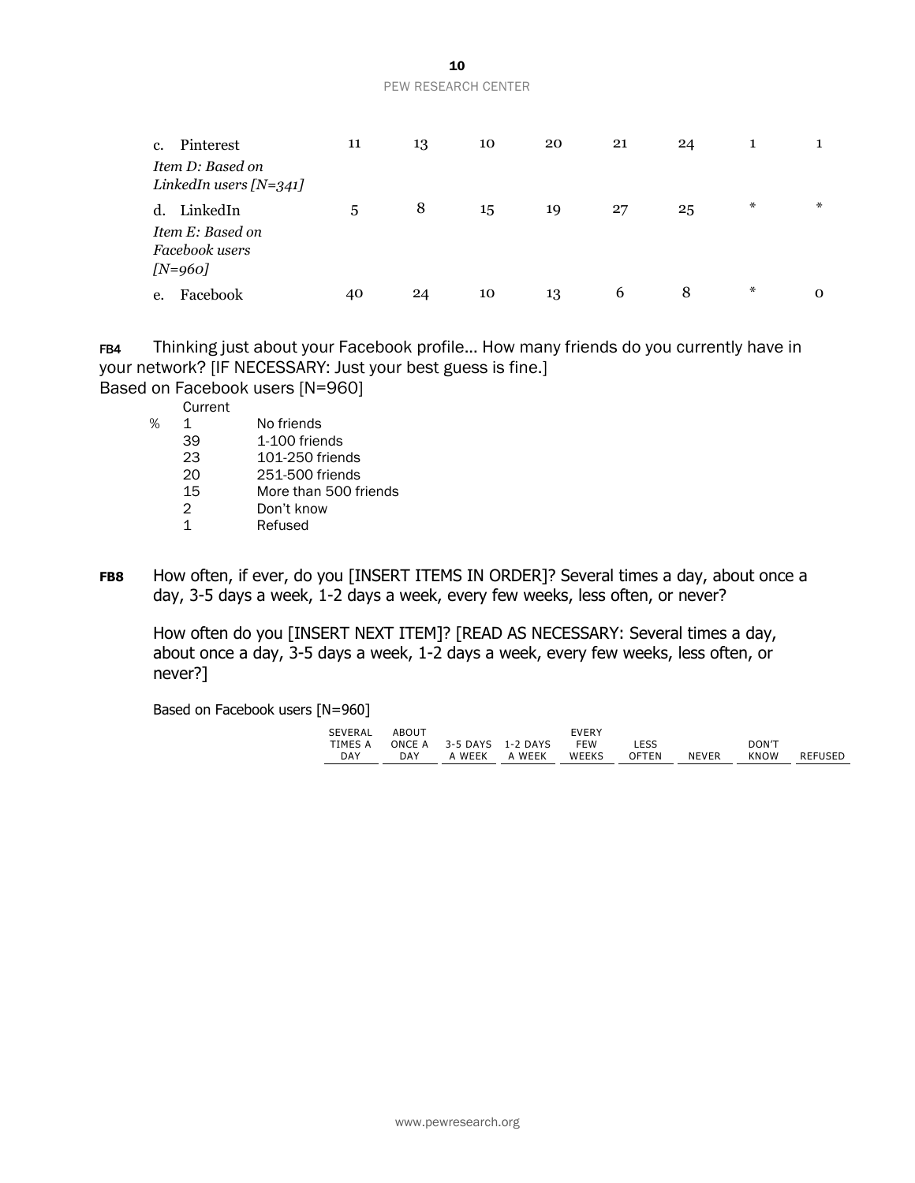| | | | | | | | | |
|---|---|---|---|---|---|---|---|---|
| c. Pinterest | 11 | 13 | 10 | 20 | 21 | 24 | 1 | 1 |
| *Item D: Based on LinkedIn users [N=341]* | | | | | | | | |
| d. LinkedIn | 5 | 8 | 15 | 19 | 27 | 25 | * | * |
| *Item E: Based on Facebook users [N=960]* | | | | | | | | |
| e. Facebook | 40 | 24 | 10 | 13 | 6 | 8 | * | 0 |

**FB4** Thinking just about your Facebook profile… How many friends do you currently have in your network? [IF NECESSARY: Just your best guess is fine.]
Based on Facebook users [N=960]

| | Current | |
|---|---|---|
| % | 1 | No friends |
| | 39 | 1-100 friends |
| | 23 | 101-250 friends |
| | 20 | 251-500 friends |
| | 15 | More than 500 friends |
| | 2 | Don't know |
| | 1 | Refused |

**FB8** How often, if ever, do you [INSERT ITEMS IN ORDER]? Several times a day, about once a day, 3-5 days a week, 1-2 days a week, every few weeks, less often, or never?

How often do you [INSERT NEXT ITEM]? [READ AS NECESSARY: Several times a day, about once a day, 3-5 days a week, 1-2 days a week, every few weeks, less often, or never?]

Based on Facebook users [N=960]

| | SEVERAL TIMES A DAY | ABOUT ONCE A DAY | 3-5 DAYS A WEEK | 1-2 DAYS A WEEK | EVERY FEW WEEKS | LESS OFTEN | NEVER | DON'T KNOW | REFUSED |
|---|---|---|---|---|---|---|---|---|---|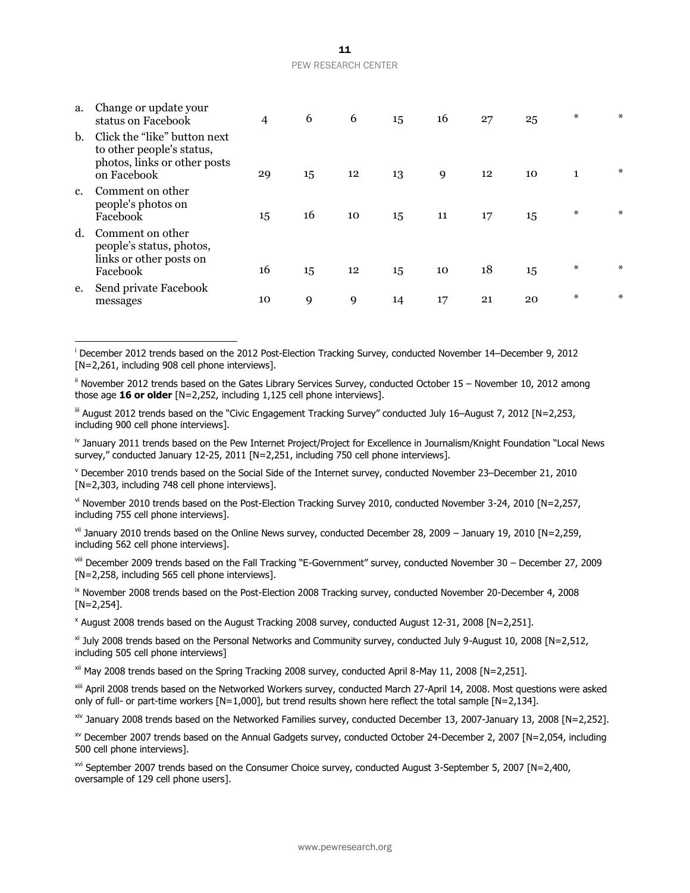| | | | | | | | | | |
|---|---|---|---|---|---|---|---|---|---|
| a. | Change or update your status on Facebook | 4 | 6 | 6 | 15 | 16 | 27 | 25 | * | * |
| b. | Click the "like" button next to other people's status, photos, links or other posts on Facebook | 29 | 15 | 12 | 13 | 9 | 12 | 10 | 1 | * |
| c. | Comment on other people's photos on Facebook | 15 | 16 | 10 | 15 | 11 | 17 | 15 | * | * |
| d. | Comment on other people's status, photos, links or other posts on Facebook | 16 | 15 | 12 | 15 | 10 | 18 | 15 | * | * |
| e. | Send private Facebook messages | 10 | 9 | 9 | 14 | 17 | 21 | 20 | * | * |

---

[i] December 2012 trends based on the 2012 Post-Election Tracking Survey, conducted November 14–December 9, 2012 [N=2,261, including 908 cell phone interviews].

[ii] November 2012 trends based on the Gates Library Services Survey, conducted October 15 – November 10, 2012 among those age **16 or older** [N=2,252, including 1,125 cell phone interviews].

[iii] August 2012 trends based on the "Civic Engagement Tracking Survey" conducted July 16–August 7, 2012 [N=2,253, including 900 cell phone interviews].

[iv] January 2011 trends based on the Pew Internet Project/Project for Excellence in Journalism/Knight Foundation "Local News survey," conducted January 12-25, 2011 [N=2,251, including 750 cell phone interviews].

[v] December 2010 trends based on the Social Side of the Internet survey, conducted November 23–December 21, 2010 [N=2,303, including 748 cell phone interviews].

[vi] November 2010 trends based on the Post-Election Tracking Survey 2010, conducted November 3-24, 2010 [N=2,257, including 755 cell phone interviews].

[vii] January 2010 trends based on the Online News survey, conducted December 28, 2009 – January 19, 2010 [N=2,259, including 562 cell phone interviews].

[viii] December 2009 trends based on the Fall Tracking "E-Government" survey, conducted November 30 – December 27, 2009 [N=2,258, including 565 cell phone interviews].

[ix] November 2008 trends based on the Post-Election 2008 Tracking survey, conducted November 20-December 4, 2008 [N=2,254].

[x] August 2008 trends based on the August Tracking 2008 survey, conducted August 12-31, 2008 [N=2,251].

[xi] July 2008 trends based on the Personal Networks and Community survey, conducted July 9-August 10, 2008 [N=2,512, including 505 cell phone interviews]

[xii] May 2008 trends based on the Spring Tracking 2008 survey, conducted April 8-May 11, 2008 [N=2,251].

[xiii] April 2008 trends based on the Networked Workers survey, conducted March 27-April 14, 2008. Most questions were asked only of full- or part-time workers [N=1,000], but trend results shown here reflect the total sample [N=2,134].

[xiv] January 2008 trends based on the Networked Families survey, conducted December 13, 2007-January 13, 2008 [N=2,252].

[xv] December 2007 trends based on the Annual Gadgets survey, conducted October 24-December 2, 2007 [N=2,054, including 500 cell phone interviews].

[xvi] September 2007 trends based on the Consumer Choice survey, conducted August 3-September 5, 2007 [N=2,400, oversample of 129 cell phone users].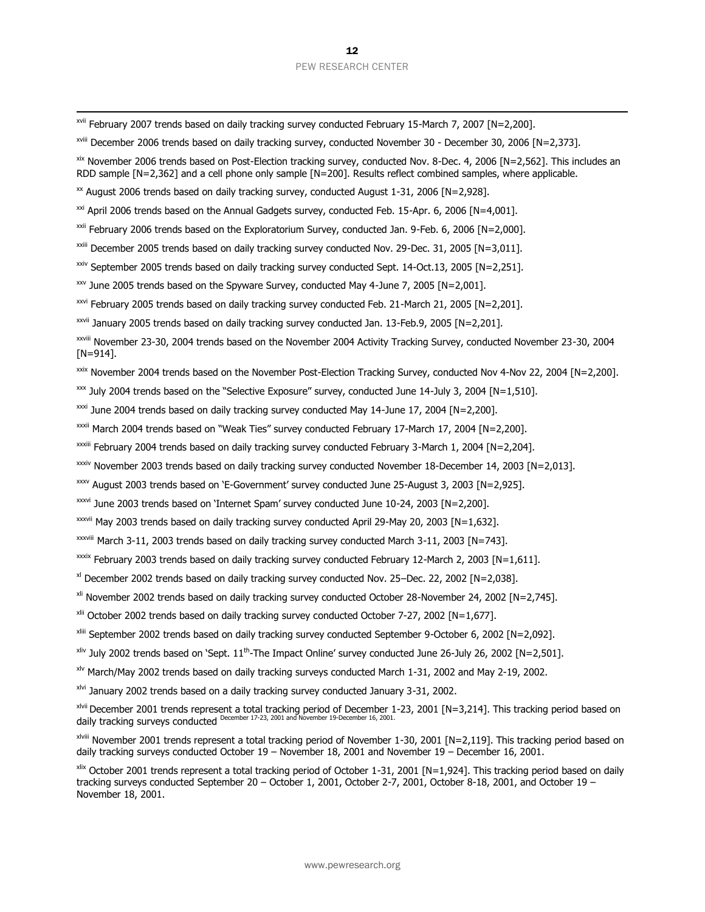[xvii] February 2007 trends based on daily tracking survey conducted February 15-March 7, 2007 [N=2,200].

[xviii] December 2006 trends based on daily tracking survey, conducted November 30 - December 30, 2006 [N=2,373].

[xix] November 2006 trends based on Post-Election tracking survey, conducted Nov. 8-Dec. 4, 2006 [N=2,562]. This includes an RDD sample [N=2,362] and a cell phone only sample [N=200]. Results reflect combined samples, where applicable.

[xx] August 2006 trends based on daily tracking survey, conducted August 1-31, 2006 [N=2,928].

[xxi] April 2006 trends based on the Annual Gadgets survey, conducted Feb. 15-Apr. 6, 2006 [N=4,001].

[xxii] February 2006 trends based on the Exploratorium Survey, conducted Jan. 9-Feb. 6, 2006 [N=2,000].

[xxiii] December 2005 trends based on daily tracking survey conducted Nov. 29-Dec. 31, 2005 [N=3,011].

[xxiv] September 2005 trends based on daily tracking survey conducted Sept. 14-Oct.13, 2005 [N=2,251].

[xxv] June 2005 trends based on the Spyware Survey, conducted May 4-June 7, 2005 [N=2,001].

[xxvi] February 2005 trends based on daily tracking survey conducted Feb. 21-March 21, 2005 [N=2,201].

[xxvii] January 2005 trends based on daily tracking survey conducted Jan. 13-Feb.9, 2005 [N=2,201].

[xxviii] November 23-30, 2004 trends based on the November 2004 Activity Tracking Survey, conducted November 23-30, 2004 [N=914].

[xxix] November 2004 trends based on the November Post-Election Tracking Survey, conducted Nov 4-Nov 22, 2004 [N=2,200].

[xxx] July 2004 trends based on the "Selective Exposure" survey, conducted June 14-July 3, 2004 [N=1,510].

[xxxi] June 2004 trends based on daily tracking survey conducted May 14-June 17, 2004 [N=2,200].

[xxxii] March 2004 trends based on "Weak Ties" survey conducted February 17-March 17, 2004 [N=2,200].

[xxxiii] February 2004 trends based on daily tracking survey conducted February 3-March 1, 2004 [N=2,204].

[xxxiv] November 2003 trends based on daily tracking survey conducted November 18-December 14, 2003 [N=2,013].

[xxxv] August 2003 trends based on 'E-Government' survey conducted June 25-August 3, 2003 [N=2,925].

[xxxvi] June 2003 trends based on 'Internet Spam' survey conducted June 10-24, 2003 [N=2,200].

[xxxvii] May 2003 trends based on daily tracking survey conducted April 29-May 20, 2003 [N=1,632].

[xxxviii] March 3-11, 2003 trends based on daily tracking survey conducted March 3-11, 2003 [N=743].

[xxxix] February 2003 trends based on daily tracking survey conducted February 12-March 2, 2003 [N=1,611].

[xl] December 2002 trends based on daily tracking survey conducted Nov. 25–Dec. 22, 2002 [N=2,038].

[xli] November 2002 trends based on daily tracking survey conducted October 28-November 24, 2002 [N=2,745].

[xlii] October 2002 trends based on daily tracking survey conducted October 7-27, 2002 [N=1,677].

[xliii] September 2002 trends based on daily tracking survey conducted September 9-October 6, 2002 [N=2,092].

[xliv] July 2002 trends based on 'Sept. 11th-The Impact Online' survey conducted June 26-July 26, 2002 [N=2,501].

[xlv] March/May 2002 trends based on daily tracking surveys conducted March 1-31, 2002 and May 2-19, 2002.

[xlvi] January 2002 trends based on a daily tracking survey conducted January 3-31, 2002.

[xlvii] December 2001 trends represent a total tracking period of December 1-23, 2001 [N=3,214]. This tracking period based on daily tracking surveys conducted December 17-23, 2001 and November 19-December 16, 2001.

[xlviii] November 2001 trends represent a total tracking period of November 1-30, 2001 [N=2,119]. This tracking period based on daily tracking surveys conducted October 19 – November 18, 2001 and November 19 – December 16, 2001.

[xlix] October 2001 trends represent a total tracking period of October 1-31, 2001 [N=1,924]. This tracking period based on daily tracking surveys conducted September 20 – October 1, 2001, October 2-7, 2001, October 8-18, 2001, and October 19 – November 18, 2001.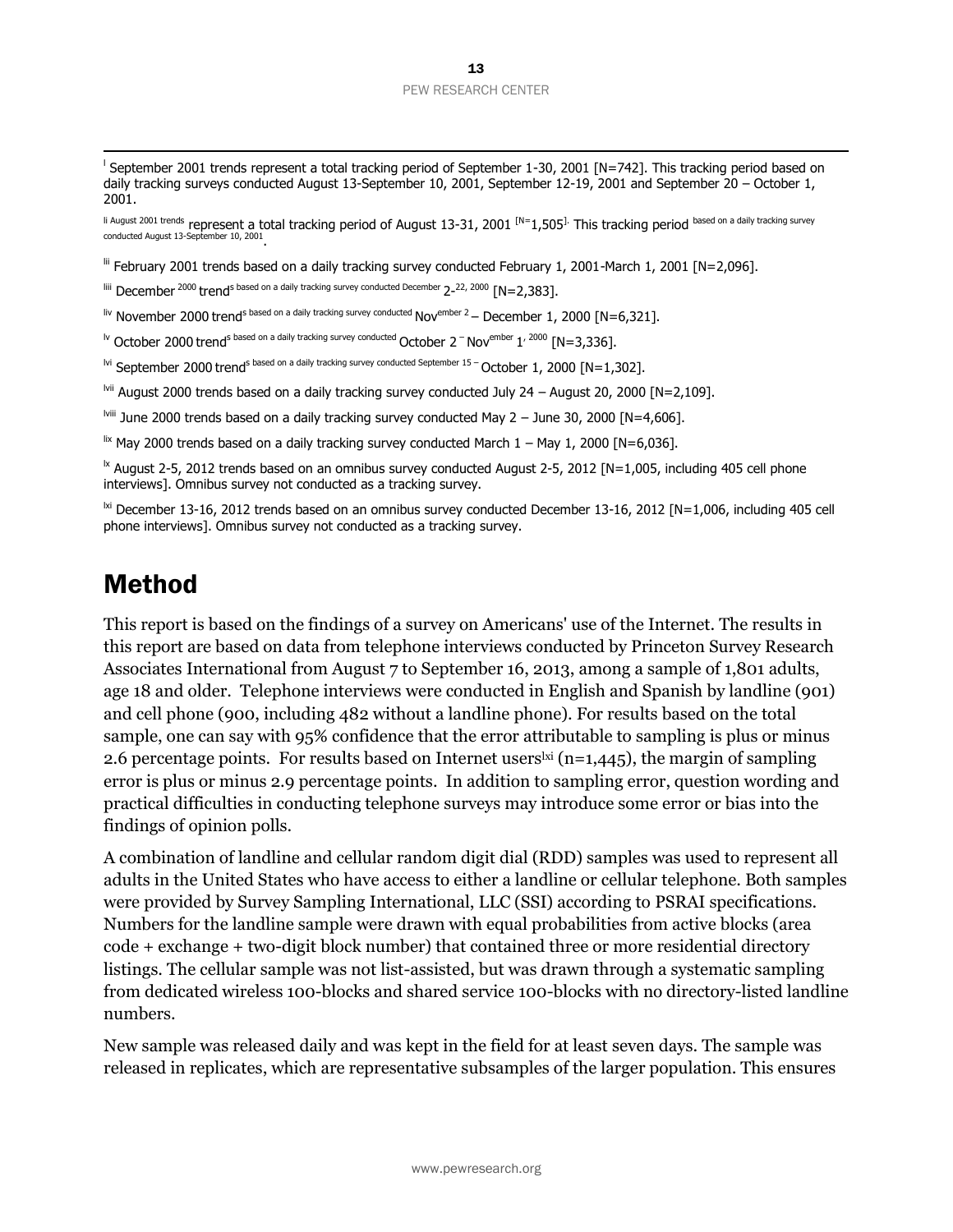[l] September 2001 trends represent a total tracking period of September 1-30, 2001 [N=742]. This tracking period based on daily tracking surveys conducted August 13-September 10, 2001, September 12-19, 2001 and September 20 – October 1, 2001.

[li] August 2001 trends represent a total tracking period of August 13-31, 2001 [N=1,505]. This tracking period based on a daily tracking survey conducted August 13-September 10, 2001.

[lii] February 2001 trends based on a daily tracking survey conducted February 1, 2001-March 1, 2001 [N=2,096].

[liii] December 2000 trends based on a daily tracking survey conducted December 2-22, 2000 [N=2,383].

[liv] November 2000 trends based on a daily tracking survey conducted November 2 – December 1, 2000 [N=6,321].

[lv] October 2000 trends based on a daily tracking survey conducted October 2 – November 1, 2000 [N=3,336].

[lvi] September 2000 trends based on a daily tracking survey conducted September 15 – October 1, 2000 [N=1,302].

[lvii] August 2000 trends based on a daily tracking survey conducted July 24 – August 20, 2000 [N=2,109].

[lviii] June 2000 trends based on a daily tracking survey conducted May 2 – June 30, 2000 [N=4,606].

[lix] May 2000 trends based on a daily tracking survey conducted March 1 – May 1, 2000 [N=6,036].

[lx] August 2-5, 2012 trends based on an omnibus survey conducted August 2-5, 2012 [N=1,005, including 405 cell phone interviews]. Omnibus survey not conducted as a tracking survey.

[lxi] December 13-16, 2012 trends based on an omnibus survey conducted December 13-16, 2012 [N=1,006, including 405 cell phone interviews]. Omnibus survey not conducted as a tracking survey.

# Method

This report is based on the findings of a survey on Americans' use of the Internet. The results in this report are based on data from telephone interviews conducted by Princeton Survey Research Associates International from August 7 to September 16, 2013, among a sample of 1,801 adults, age 18 and older. Telephone interviews were conducted in English and Spanish by landline (901) and cell phone (900, including 482 without a landline phone). For results based on the total sample, one can say with 95% confidence that the error attributable to sampling is plus or minus 2.6 percentage points. For results based on Internet users[lxi] (n=1,445), the margin of sampling error is plus or minus 2.9 percentage points. In addition to sampling error, question wording and practical difficulties in conducting telephone surveys may introduce some error or bias into the findings of opinion polls.

A combination of landline and cellular random digit dial (RDD) samples was used to represent all adults in the United States who have access to either a landline or cellular telephone. Both samples were provided by Survey Sampling International, LLC (SSI) according to PSRAI specifications. Numbers for the landline sample were drawn with equal probabilities from active blocks (area code + exchange + two-digit block number) that contained three or more residential directory listings. The cellular sample was not list-assisted, but was drawn through a systematic sampling from dedicated wireless 100-blocks and shared service 100-blocks with no directory-listed landline numbers.

New sample was released daily and was kept in the field for at least seven days. The sample was released in replicates, which are representative subsamples of the larger population. This ensures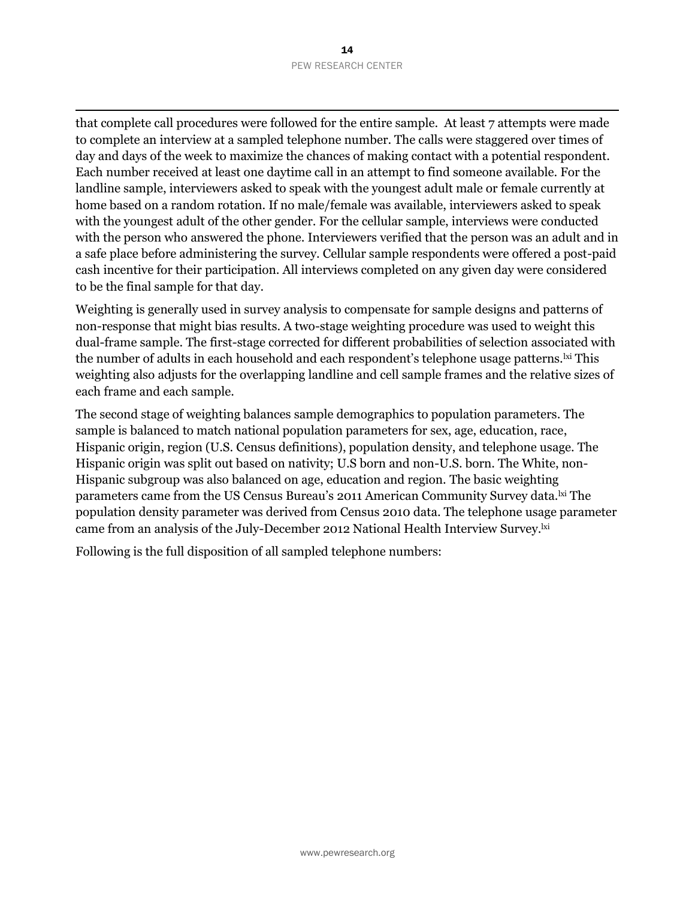that complete call procedures were followed for the entire sample. At least 7 attempts were made to complete an interview at a sampled telephone number. The calls were staggered over times of day and days of the week to maximize the chances of making contact with a potential respondent. Each number received at least one daytime call in an attempt to find someone available. For the landline sample, interviewers asked to speak with the youngest adult male or female currently at home based on a random rotation. If no male/female was available, interviewers asked to speak with the youngest adult of the other gender. For the cellular sample, interviews were conducted with the person who answered the phone. Interviewers verified that the person was an adult and in a safe place before administering the survey. Cellular sample respondents were offered a post-paid cash incentive for their participation. All interviews completed on any given day were considered to be the final sample for that day.

Weighting is generally used in survey analysis to compensate for sample designs and patterns of non-response that might bias results. A two-stage weighting procedure was used to weight this dual-frame sample. The first-stage corrected for different probabilities of selection associated with the number of adults in each household and each respondent's telephone usage patterns.[lxi] This weighting also adjusts for the overlapping landline and cell sample frames and the relative sizes of each frame and each sample.

The second stage of weighting balances sample demographics to population parameters. The sample is balanced to match national population parameters for sex, age, education, race, Hispanic origin, region (U.S. Census definitions), population density, and telephone usage. The Hispanic origin was split out based on nativity; U.S born and non-U.S. born. The White, non-Hispanic subgroup was also balanced on age, education and region. The basic weighting parameters came from the US Census Bureau's 2011 American Community Survey data.[lxi] The population density parameter was derived from Census 2010 data. The telephone usage parameter came from an analysis of the July-December 2012 National Health Interview Survey.[lxi]

Following is the full disposition of all sampled telephone numbers: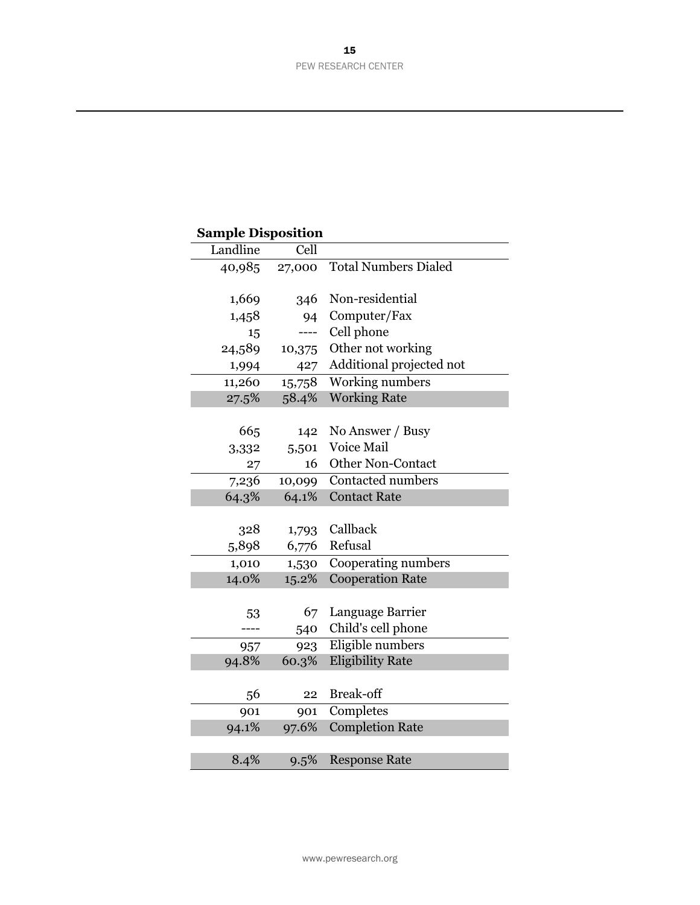**Sample Disposition**

| Landline | Cell | |
|---|---|---|
| 40,985 | 27,000 | Total Numbers Dialed |
| | | |
| 1,669 | 346 | Non-residential |
| 1,458 | 94 | Computer/Fax |
| 15 | ---- | Cell phone |
| 24,589 | 10,375 | Other not working |
| 1,994 | 427 | Additional projected not |
| 11,260 | 15,758 | Working numbers |
| 27.5% | 58.4% | Working Rate |
| | | |
| 665 | 142 | No Answer / Busy |
| 3,332 | 5,501 | Voice Mail |
| 27 | 16 | Other Non-Contact |
| 7,236 | 10,099 | Contacted numbers |
| 64.3% | 64.1% | Contact Rate |
| | | |
| 328 | 1,793 | Callback |
| 5,898 | 6,776 | Refusal |
| 1,010 | 1,530 | Cooperating numbers |
| 14.0% | 15.2% | Cooperation Rate |
| | | |
| 53 | 67 | Language Barrier |
| ---- | 540 | Child's cell phone |
| 957 | 923 | Eligible numbers |
| 94.8% | 60.3% | Eligibility Rate |
| | | |
| 56 | 22 | Break-off |
| 901 | 901 | Completes |
| 94.1% | 97.6% | Completion Rate |
| | | |
| 8.4% | 9.5% | Response Rate |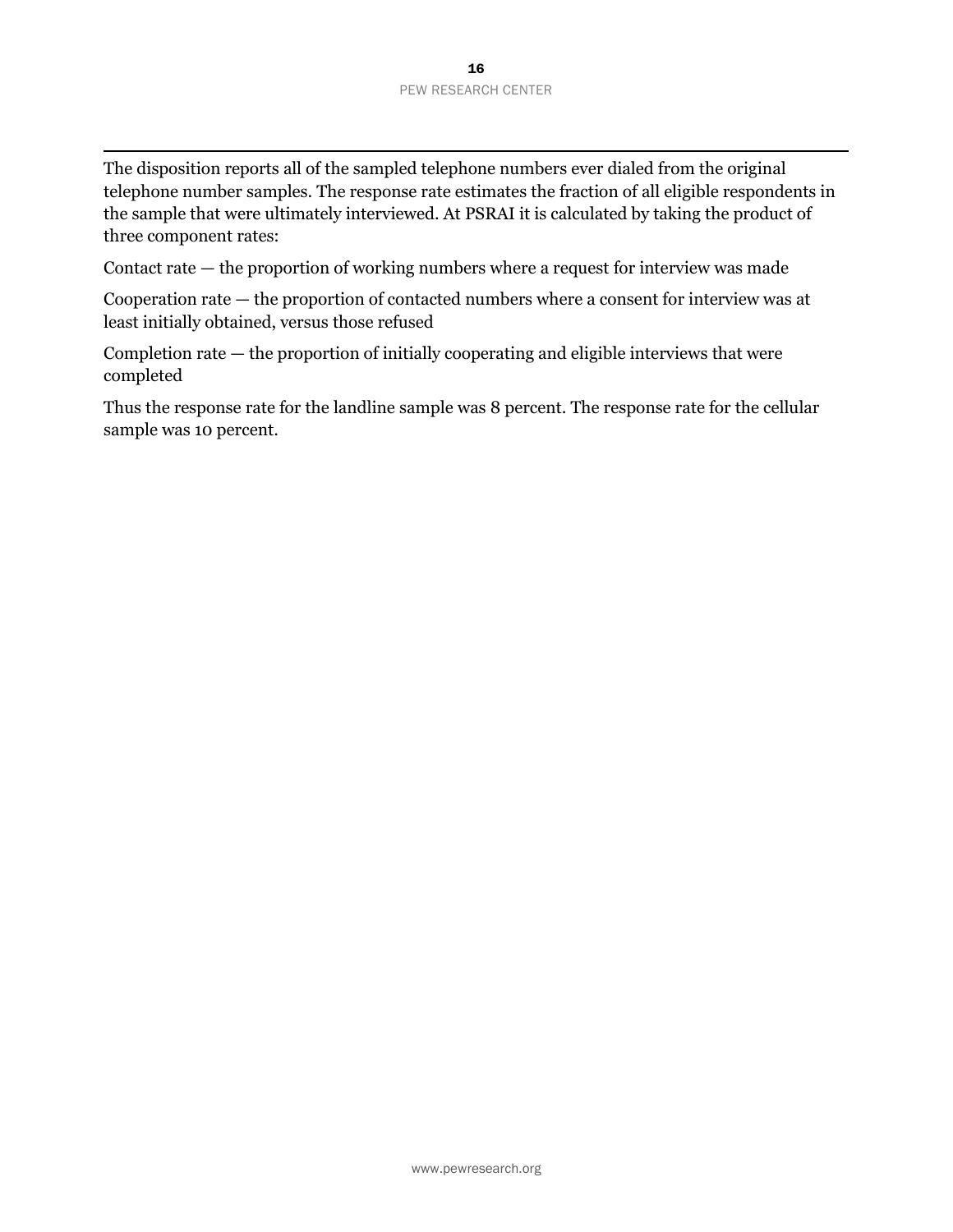The disposition reports all of the sampled telephone numbers ever dialed from the original telephone number samples. The response rate estimates the fraction of all eligible respondents in the sample that were ultimately interviewed. At PSRAI it is calculated by taking the product of three component rates:

Contact rate — the proportion of working numbers where a request for interview was made

Cooperation rate — the proportion of contacted numbers where a consent for interview was at least initially obtained, versus those refused

Completion rate — the proportion of initially cooperating and eligible interviews that were completed

Thus the response rate for the landline sample was 8 percent. The response rate for the cellular sample was 10 percent.